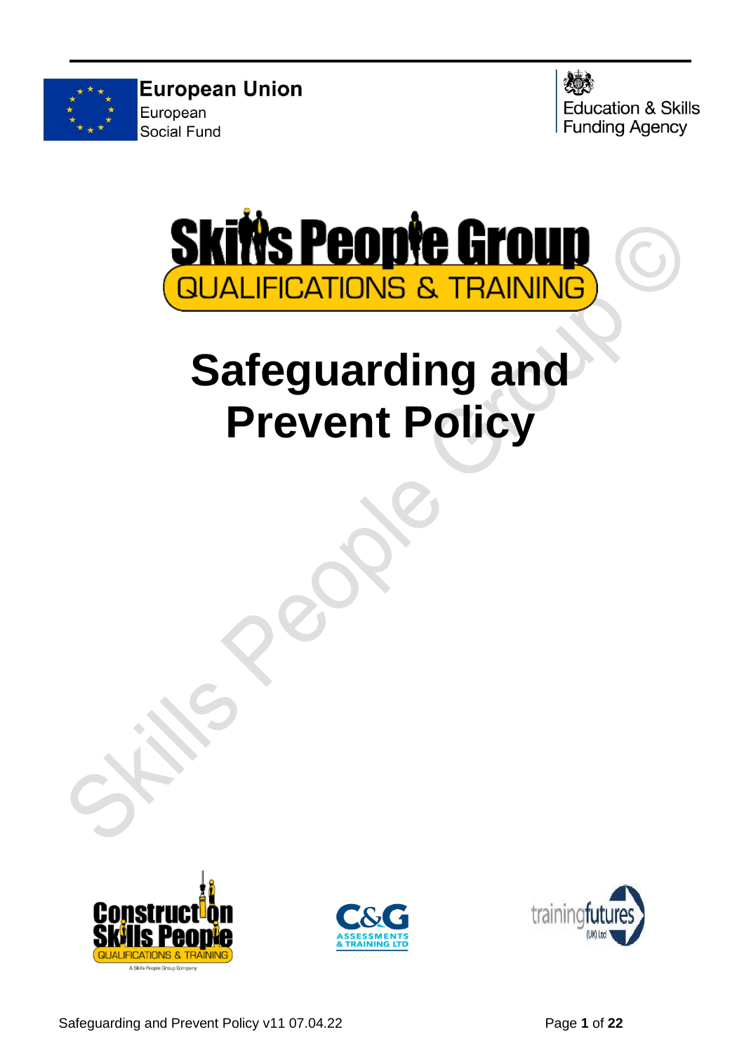European Union
European
Social Fund

Education & Skills
Funding Agency

Skills People Group
QUALIFICATIONS & TRAINING

# Safeguarding and Prevent Policy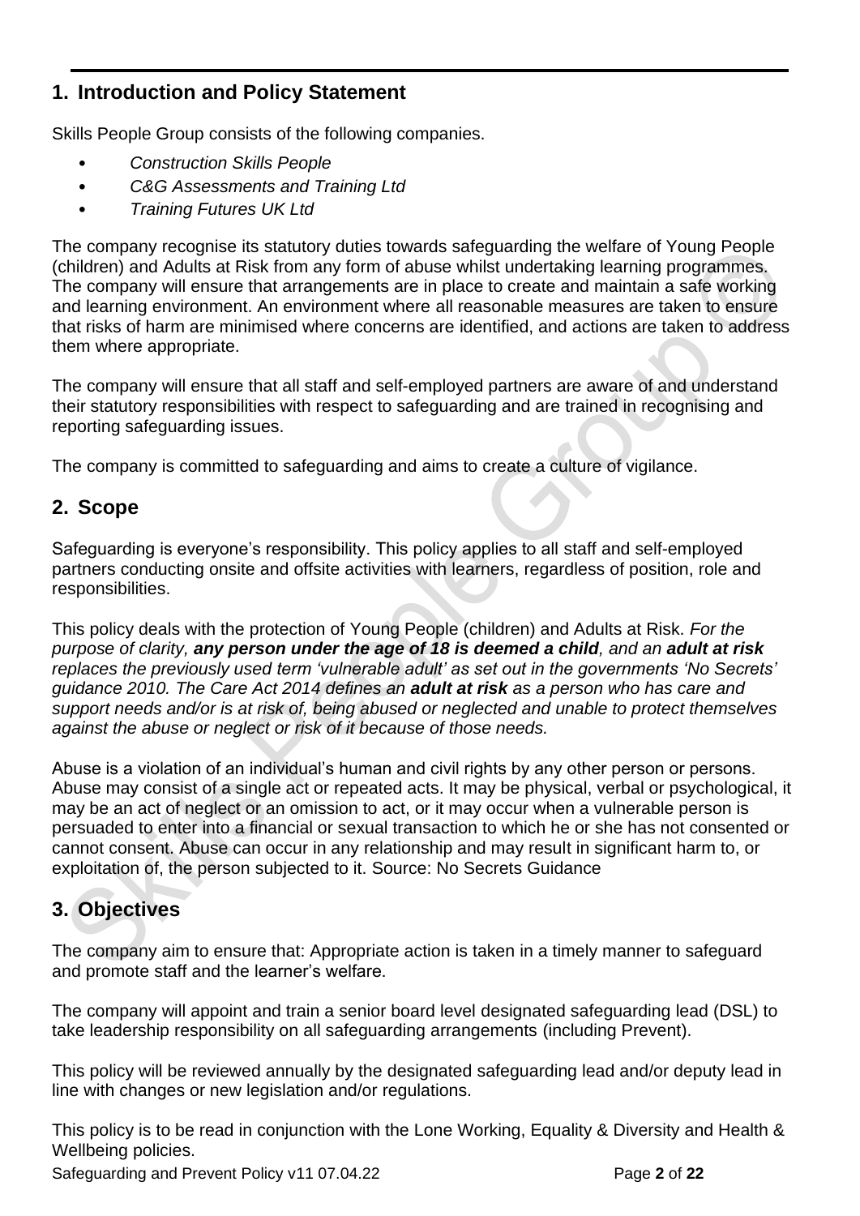## 1. Introduction and Policy Statement

Skills People Group consists of the following companies.

- *Construction Skills People*
- *C&G Assessments and Training Ltd*
- *Training Futures UK Ltd*

The company recognise its statutory duties towards safeguarding the welfare of Young People (children) and Adults at Risk from any form of abuse whilst undertaking learning programmes. The company will ensure that arrangements are in place to create and maintain a safe working and learning environment. An environment where all reasonable measures are taken to ensure that risks of harm are minimised where concerns are identified, and actions are taken to address them where appropriate.

The company will ensure that all staff and self-employed partners are aware of and understand their statutory responsibilities with respect to safeguarding and are trained in recognising and reporting safeguarding issues.

The company is committed to safeguarding and aims to create a culture of vigilance.

## 2. Scope

Safeguarding is everyone's responsibility. This policy applies to all staff and self-employed partners conducting onsite and offsite activities with learners, regardless of position, role and responsibilities.

This policy deals with the protection of Young People (children) and Adults at Risk. *For the purpose of clarity, **any person under the age of 18 is deemed a child**, and an **adult at risk** replaces the previously used term 'vulnerable adult' as set out in the governments 'No Secrets' guidance 2010. The Care Act 2014 defines an **adult at risk** as a person who has care and support needs and/or is at risk of, being abused or neglected and unable to protect themselves against the abuse or neglect or risk of it because of those needs.*

Abuse is a violation of an individual's human and civil rights by any other person or persons. Abuse may consist of a single act or repeated acts. It may be physical, verbal or psychological, it may be an act of neglect or an omission to act, or it may occur when a vulnerable person is persuaded to enter into a financial or sexual transaction to which he or she has not consented or cannot consent. Abuse can occur in any relationship and may result in significant harm to, or exploitation of, the person subjected to it. Source: No Secrets Guidance

## 3. Objectives

The company aim to ensure that: Appropriate action is taken in a timely manner to safeguard and promote staff and the learner's welfare.

The company will appoint and train a senior board level designated safeguarding lead (DSL) to take leadership responsibility on all safeguarding arrangements (including Prevent).

This policy will be reviewed annually by the designated safeguarding lead and/or deputy lead in line with changes or new legislation and/or regulations.

This policy is to be read in conjunction with the Lone Working, Equality & Diversity and Health & Wellbeing policies.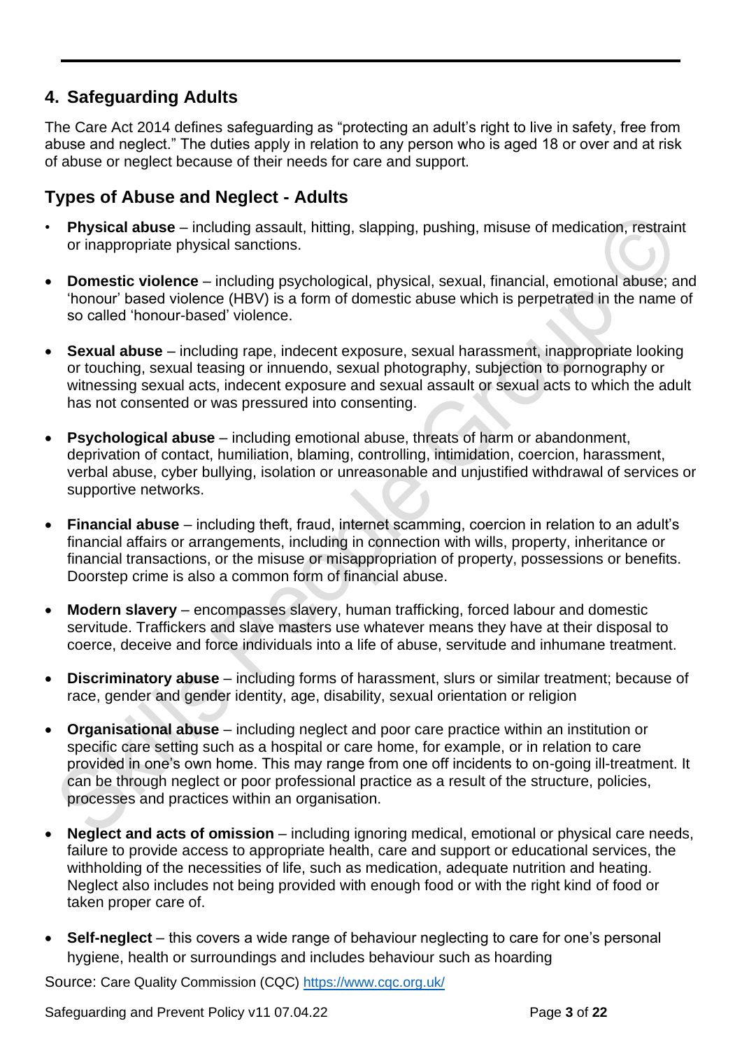## 4. Safeguarding Adults

The Care Act 2014 defines safeguarding as "protecting an adult's right to live in safety, free from abuse and neglect." The duties apply in relation to any person who is aged 18 or over and at risk of abuse or neglect because of their needs for care and support.

## Types of Abuse and Neglect - Adults

- **Physical abuse** – including assault, hitting, slapping, pushing, misuse of medication, restraint or inappropriate physical sanctions.
- **Domestic violence** – including psychological, physical, sexual, financial, emotional abuse; and 'honour' based violence (HBV) is a form of domestic abuse which is perpetrated in the name of so called 'honour-based' violence.
- **Sexual abuse** – including rape, indecent exposure, sexual harassment, inappropriate looking or touching, sexual teasing or innuendo, sexual photography, subjection to pornography or witnessing sexual acts, indecent exposure and sexual assault or sexual acts to which the adult has not consented or was pressured into consenting.
- **Psychological abuse** – including emotional abuse, threats of harm or abandonment, deprivation of contact, humiliation, blaming, controlling, intimidation, coercion, harassment, verbal abuse, cyber bullying, isolation or unreasonable and unjustified withdrawal of services or supportive networks.
- **Financial abuse** – including theft, fraud, internet scamming, coercion in relation to an adult's financial affairs or arrangements, including in connection with wills, property, inheritance or financial transactions, or the misuse or misappropriation of property, possessions or benefits. Doorstep crime is also a common form of financial abuse.
- **Modern slavery** – encompasses slavery, human trafficking, forced labour and domestic servitude. Traffickers and slave masters use whatever means they have at their disposal to coerce, deceive and force individuals into a life of abuse, servitude and inhumane treatment.
- **Discriminatory abuse** – including forms of harassment, slurs or similar treatment; because of race, gender and gender identity, age, disability, sexual orientation or religion
- **Organisational abuse** – including neglect and poor care practice within an institution or specific care setting such as a hospital or care home, for example, or in relation to care provided in one's own home. This may range from one off incidents to on-going ill-treatment. It can be through neglect or poor professional practice as a result of the structure, policies, processes and practices within an organisation.
- **Neglect and acts of omission** – including ignoring medical, emotional or physical care needs, failure to provide access to appropriate health, care and support or educational services, the withholding of the necessities of life, such as medication, adequate nutrition and heating. Neglect also includes not being provided with enough food or with the right kind of food or taken proper care of.
- **Self-neglect** – this covers a wide range of behaviour neglecting to care for one's personal hygiene, health or surroundings and includes behaviour such as hoarding

Source: Care Quality Commission (CQC) https://www.cqc.org.uk/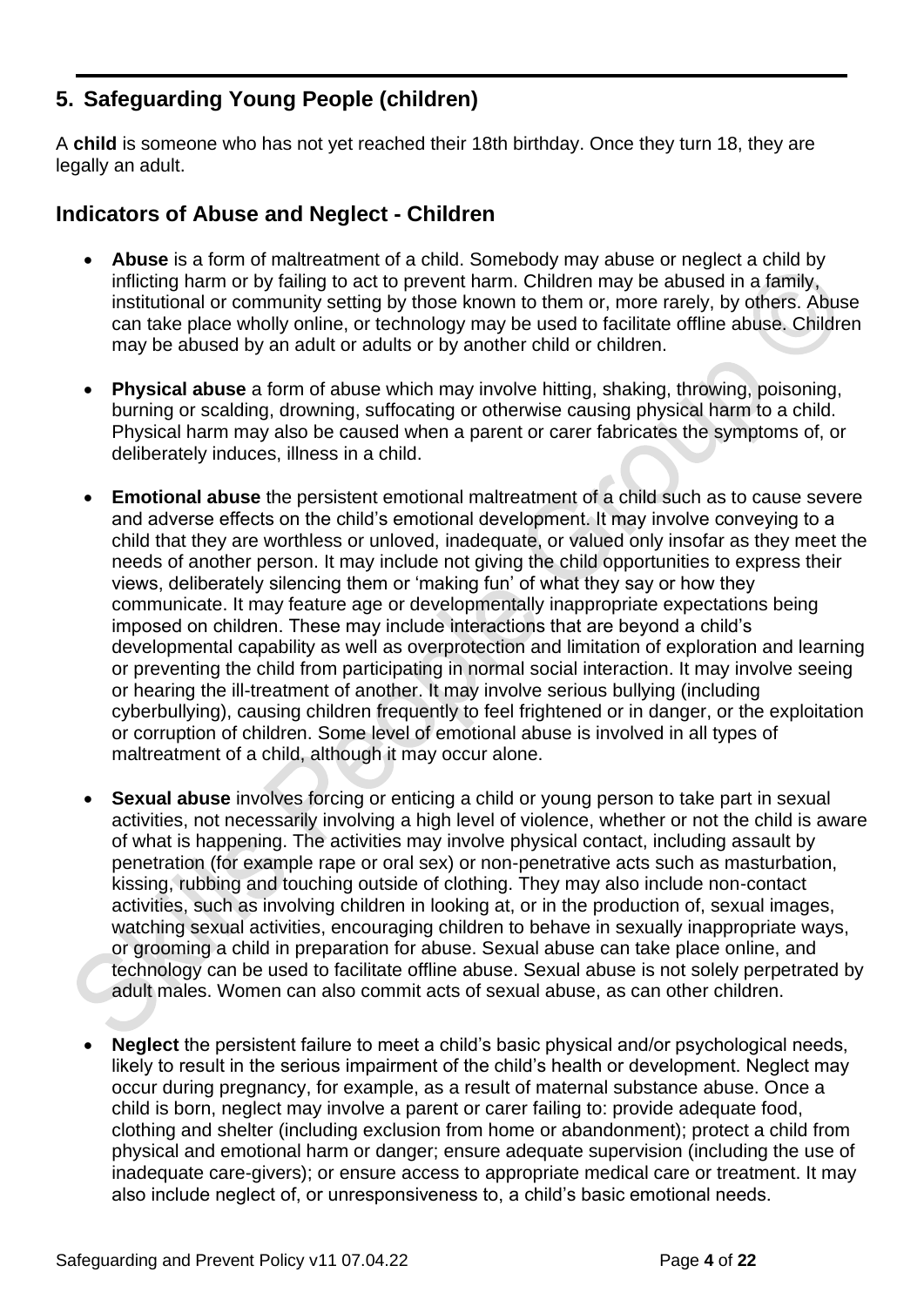## 5. Safeguarding Young People (children)

A **child** is someone who has not yet reached their 18th birthday. Once they turn 18, they are legally an adult.

### Indicators of Abuse and Neglect - Children

- **Abuse** is a form of maltreatment of a child. Somebody may abuse or neglect a child by inflicting harm or by failing to act to prevent harm. Children may be abused in a family, institutional or community setting by those known to them or, more rarely, by others. Abuse can take place wholly online, or technology may be used to facilitate offline abuse. Children may be abused by an adult or adults or by another child or children.

- **Physical abuse** a form of abuse which may involve hitting, shaking, throwing, poisoning, burning or scalding, drowning, suffocating or otherwise causing physical harm to a child. Physical harm may also be caused when a parent or carer fabricates the symptoms of, or deliberately induces, illness in a child.

- **Emotional abuse** the persistent emotional maltreatment of a child such as to cause severe and adverse effects on the child's emotional development. It may involve conveying to a child that they are worthless or unloved, inadequate, or valued only insofar as they meet the needs of another person. It may include not giving the child opportunities to express their views, deliberately silencing them or 'making fun' of what they say or how they communicate. It may feature age or developmentally inappropriate expectations being imposed on children. These may include interactions that are beyond a child's developmental capability as well as overprotection and limitation of exploration and learning or preventing the child from participating in normal social interaction. It may involve seeing or hearing the ill-treatment of another. It may involve serious bullying (including cyberbullying), causing children frequently to feel frightened or in danger, or the exploitation or corruption of children. Some level of emotional abuse is involved in all types of maltreatment of a child, although it may occur alone.

- **Sexual abuse** involves forcing or enticing a child or young person to take part in sexual activities, not necessarily involving a high level of violence, whether or not the child is aware of what is happening. The activities may involve physical contact, including assault by penetration (for example rape or oral sex) or non-penetrative acts such as masturbation, kissing, rubbing and touching outside of clothing. They may also include non-contact activities, such as involving children in looking at, or in the production of, sexual images, watching sexual activities, encouraging children to behave in sexually inappropriate ways, or grooming a child in preparation for abuse. Sexual abuse can take place online, and technology can be used to facilitate offline abuse. Sexual abuse is not solely perpetrated by adult males. Women can also commit acts of sexual abuse, as can other children.

- **Neglect** the persistent failure to meet a child's basic physical and/or psychological needs, likely to result in the serious impairment of the child's health or development. Neglect may occur during pregnancy, for example, as a result of maternal substance abuse. Once a child is born, neglect may involve a parent or carer failing to: provide adequate food, clothing and shelter (including exclusion from home or abandonment); protect a child from physical and emotional harm or danger; ensure adequate supervision (including the use of inadequate care-givers); or ensure access to appropriate medical care or treatment. It may also include neglect of, or unresponsiveness to, a child's basic emotional needs.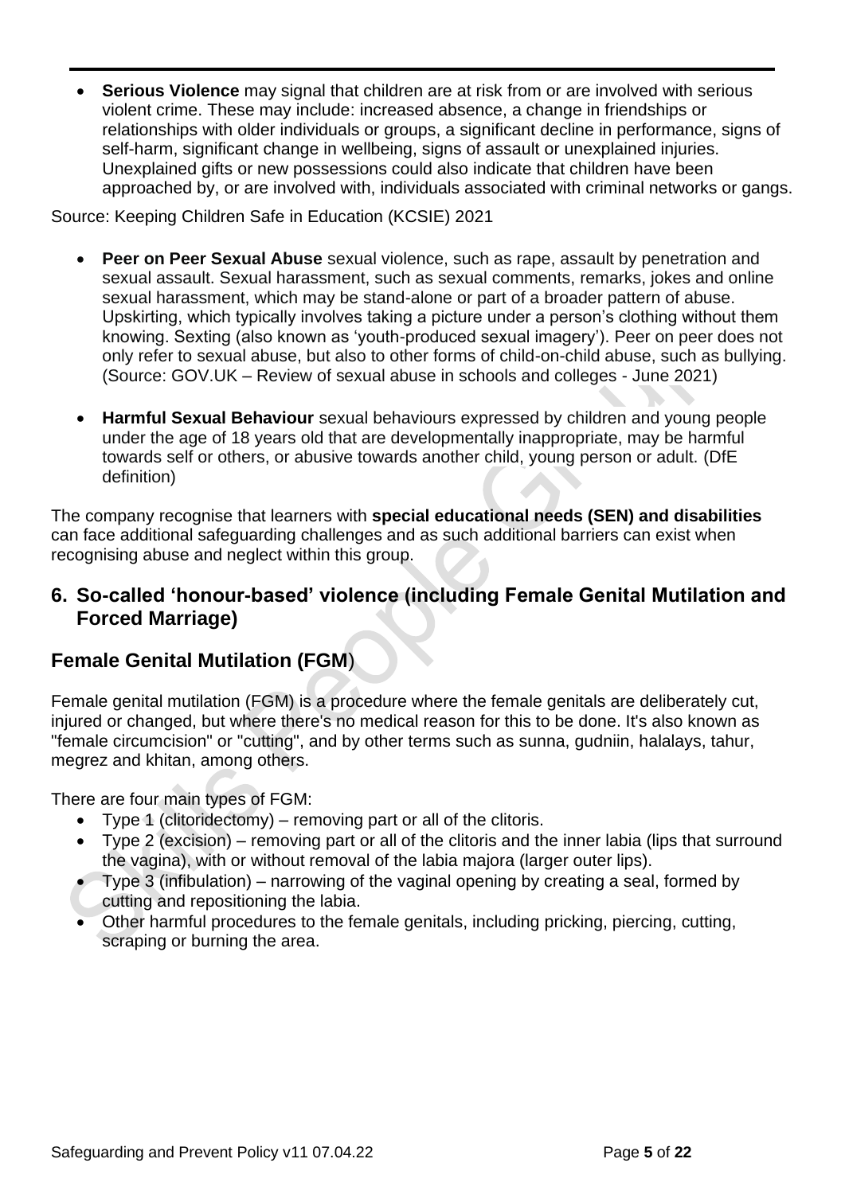- **Serious Violence** may signal that children are at risk from or are involved with serious violent crime. These may include: increased absence, a change in friendships or relationships with older individuals or groups, a significant decline in performance, signs of self-harm, significant change in wellbeing, signs of assault or unexplained injuries. Unexplained gifts or new possessions could also indicate that children have been approached by, or are involved with, individuals associated with criminal networks or gangs.

Source: Keeping Children Safe in Education (KCSIE) 2021

- **Peer on Peer Sexual Abuse** sexual violence, such as rape, assault by penetration and sexual assault. Sexual harassment, such as sexual comments, remarks, jokes and online sexual harassment, which may be stand-alone or part of a broader pattern of abuse. Upskirting, which typically involves taking a picture under a person's clothing without them knowing. Sexting (also known as 'youth-produced sexual imagery'). Peer on peer does not only refer to sexual abuse, but also to other forms of child-on-child abuse, such as bullying. (Source: GOV.UK – Review of sexual abuse in schools and colleges - June 2021)

- **Harmful Sexual Behaviour** sexual behaviours expressed by children and young people under the age of 18 years old that are developmentally inappropriate, may be harmful towards self or others, or abusive towards another child, young person or adult. (DfE definition)

The company recognise that learners with **special educational needs (SEN) and disabilities** can face additional safeguarding challenges and as such additional barriers can exist when recognising abuse and neglect within this group.

## 6. So-called 'honour-based' violence (including Female Genital Mutilation and Forced Marriage)

## Female Genital Mutilation (FGM)

Female genital mutilation (FGM) is a procedure where the female genitals are deliberately cut, injured or changed, but where there's no medical reason for this to be done. It's also known as "female circumcision" or "cutting", and by other terms such as sunna, gudniin, halalays, tahur, megrez and khitan, among others.

There are four main types of FGM:

- Type 1 (clitoridectomy) – removing part or all of the clitoris.
- Type 2 (excision) – removing part or all of the clitoris and the inner labia (lips that surround the vagina), with or without removal of the labia majora (larger outer lips).
- Type 3 (infibulation) – narrowing of the vaginal opening by creating a seal, formed by cutting and repositioning the labia.
- Other harmful procedures to the female genitals, including pricking, piercing, cutting, scraping or burning the area.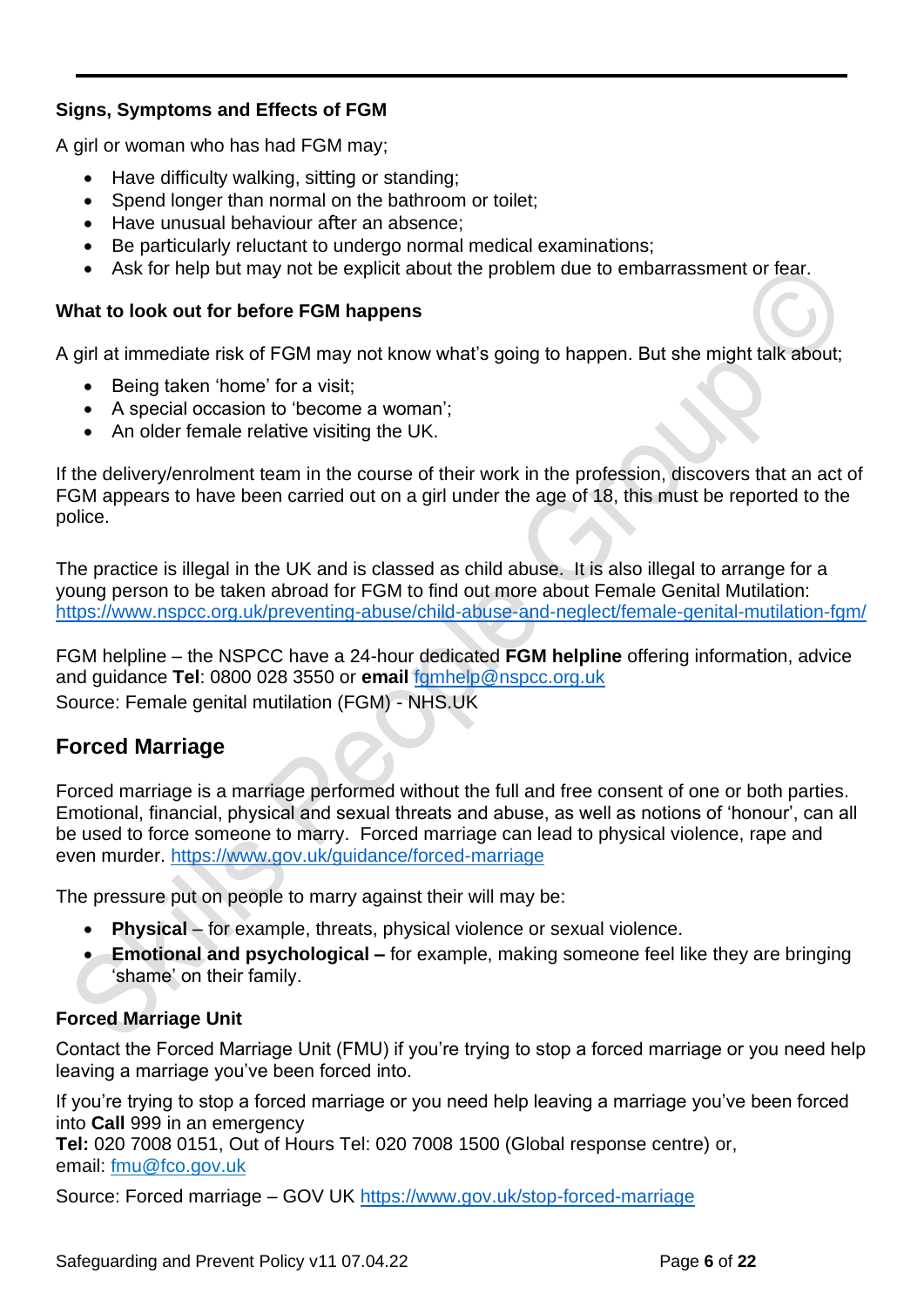**Signs, Symptoms and Effects of FGM**

A girl or woman who has had FGM may;

- Have difficulty walking, sitting or standing;
- Spend longer than normal on the bathroom or toilet;
- Have unusual behaviour after an absence;
- Be particularly reluctant to undergo normal medical examinations;
- Ask for help but may not be explicit about the problem due to embarrassment or fear.

**What to look out for before FGM happens**

A girl at immediate risk of FGM may not know what's going to happen. But she might talk about;

- Being taken 'home' for a visit;
- A special occasion to 'become a woman';
- An older female relative visiting the UK.

If the delivery/enrolment team in the course of their work in the profession, discovers that an act of FGM appears to have been carried out on a girl under the age of 18, this must be reported to the police.

The practice is illegal in the UK and is classed as child abuse. It is also illegal to arrange for a young person to be taken abroad for FGM to find out more about Female Genital Mutilation: https://www.nspcc.org.uk/preventing-abuse/child-abuse-and-neglect/female-genital-mutilation-fgm/

FGM helpline – the NSPCC have a 24-hour dedicated **FGM helpline** offering information, advice and guidance **Tel**: 0800 028 3550 or **email** fgmhelp@nspcc.org.uk
Source: Female genital mutilation (FGM) - NHS.UK

## Forced Marriage

Forced marriage is a marriage performed without the full and free consent of one or both parties. Emotional, financial, physical and sexual threats and abuse, as well as notions of 'honour', can all be used to force someone to marry. Forced marriage can lead to physical violence, rape and even murder. https://www.gov.uk/guidance/forced-marriage

The pressure put on people to marry against their will may be:

- **Physical** – for example, threats, physical violence or sexual violence.
- **Emotional and psychological –** for example, making someone feel like they are bringing 'shame' on their family.

**Forced Marriage Unit**

Contact the Forced Marriage Unit (FMU) if you're trying to stop a forced marriage or you need help leaving a marriage you've been forced into.

If you're trying to stop a forced marriage or you need help leaving a marriage you've been forced into **Call** 999 in an emergency
**Tel:** 020 7008 0151, Out of Hours Tel: 020 7008 1500 (Global response centre) or,
email: fmu@fco.gov.uk

Source: Forced marriage – GOV UK https://www.gov.uk/stop-forced-marriage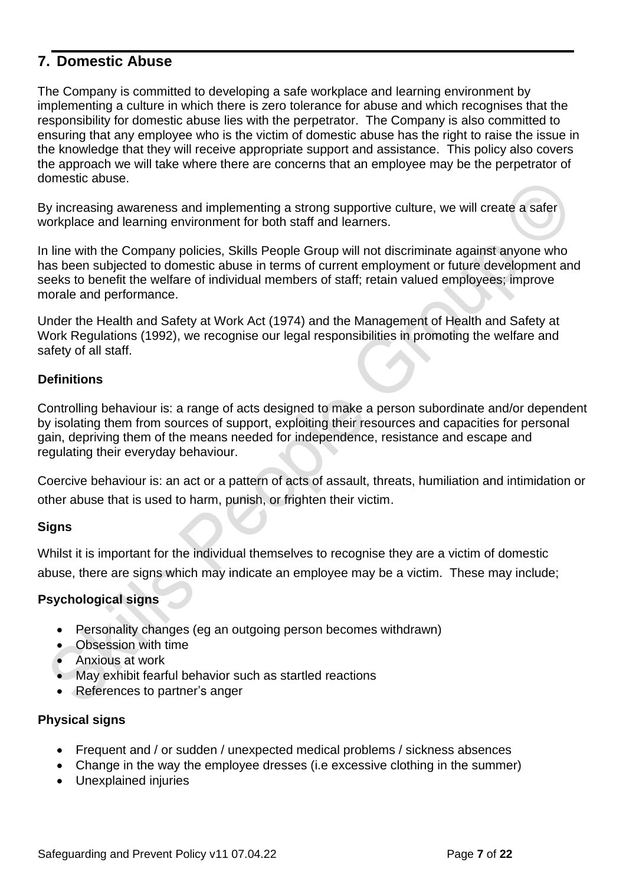## 7. Domestic Abuse

The Company is committed to developing a safe workplace and learning environment by implementing a culture in which there is zero tolerance for abuse and which recognises that the responsibility for domestic abuse lies with the perpetrator. The Company is also committed to ensuring that any employee who is the victim of domestic abuse has the right to raise the issue in the knowledge that they will receive appropriate support and assistance. This policy also covers the approach we will take where there are concerns that an employee may be the perpetrator of domestic abuse.

By increasing awareness and implementing a strong supportive culture, we will create a safer workplace and learning environment for both staff and learners.

In line with the Company policies, Skills People Group will not discriminate against anyone who has been subjected to domestic abuse in terms of current employment or future development and seeks to benefit the welfare of individual members of staff; retain valued employees; improve morale and performance.

Under the Health and Safety at Work Act (1974) and the Management of Health and Safety at Work Regulations (1992), we recognise our legal responsibilities in promoting the welfare and safety of all staff.

### Definitions

Controlling behaviour is: a range of acts designed to make a person subordinate and/or dependent by isolating them from sources of support, exploiting their resources and capacities for personal gain, depriving them of the means needed for independence, resistance and escape and regulating their everyday behaviour.

Coercive behaviour is: an act or a pattern of acts of assault, threats, humiliation and intimidation or other abuse that is used to harm, punish, or frighten their victim.

### Signs

Whilst it is important for the individual themselves to recognise they are a victim of domestic abuse, there are signs which may indicate an employee may be a victim. These may include;

### Psychological signs

- Personality changes (eg an outgoing person becomes withdrawn)
- Obsession with time
- Anxious at work
- May exhibit fearful behavior such as startled reactions
- References to partner's anger

### Physical signs

- Frequent and / or sudden / unexpected medical problems / sickness absences
- Change in the way the employee dresses (i.e excessive clothing in the summer)
- Unexplained injuries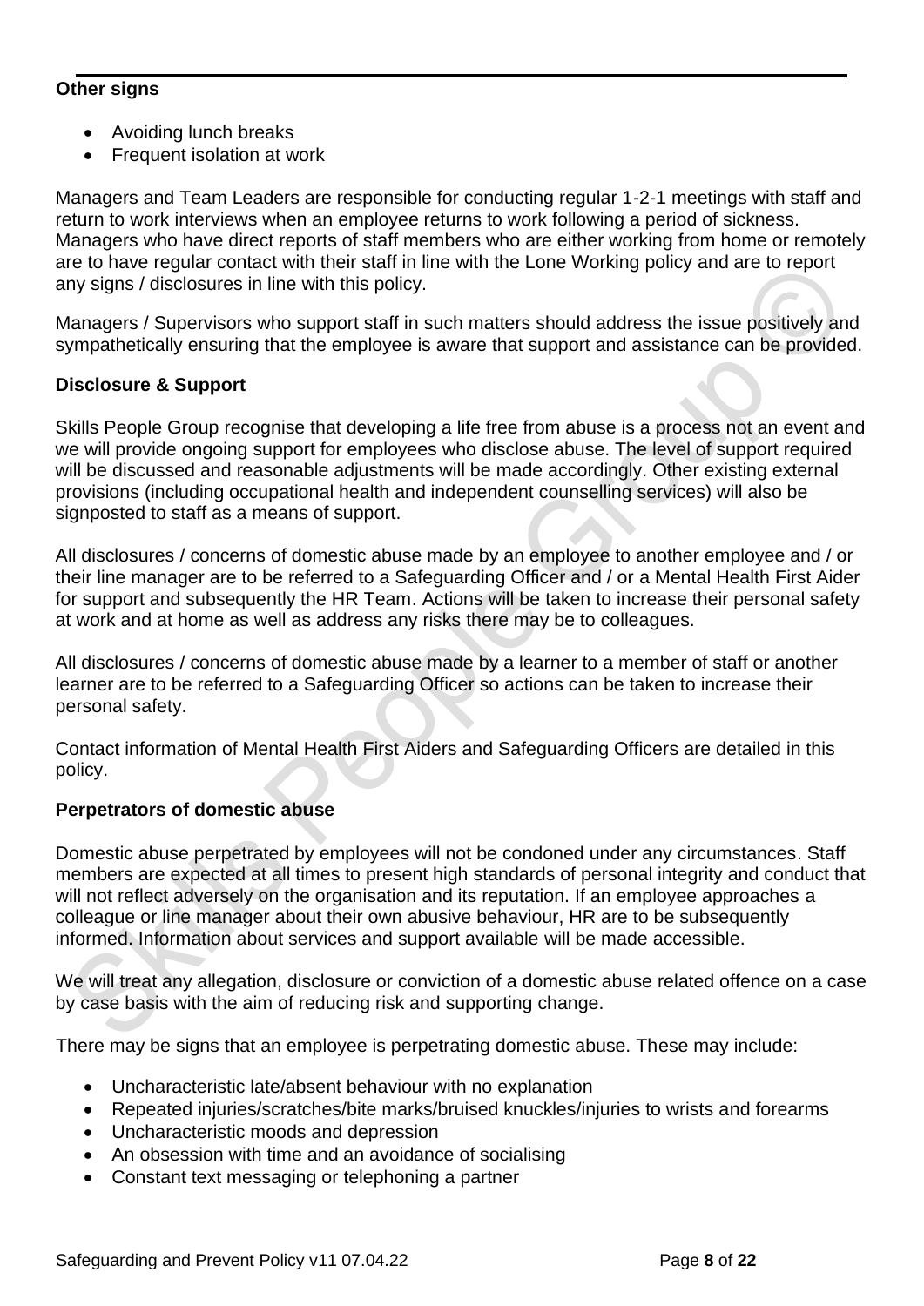**Other signs**

- Avoiding lunch breaks
- Frequent isolation at work

Managers and Team Leaders are responsible for conducting regular 1-2-1 meetings with staff and return to work interviews when an employee returns to work following a period of sickness. Managers who have direct reports of staff members who are either working from home or remotely are to have regular contact with their staff in line with the Lone Working policy and are to report any signs / disclosures in line with this policy.

Managers / Supervisors who support staff in such matters should address the issue positively and sympathetically ensuring that the employee is aware that support and assistance can be provided.

**Disclosure & Support**

Skills People Group recognise that developing a life free from abuse is a process not an event and we will provide ongoing support for employees who disclose abuse. The level of support required will be discussed and reasonable adjustments will be made accordingly. Other existing external provisions (including occupational health and independent counselling services) will also be signposted to staff as a means of support.

All disclosures / concerns of domestic abuse made by an employee to another employee and / or their line manager are to be referred to a Safeguarding Officer and / or a Mental Health First Aider for support and subsequently the HR Team. Actions will be taken to increase their personal safety at work and at home as well as address any risks there may be to colleagues.

All disclosures / concerns of domestic abuse made by a learner to a member of staff or another learner are to be referred to a Safeguarding Officer so actions can be taken to increase their personal safety.

Contact information of Mental Health First Aiders and Safeguarding Officers are detailed in this policy.

**Perpetrators of domestic abuse**

Domestic abuse perpetrated by employees will not be condoned under any circumstances. Staff members are expected at all times to present high standards of personal integrity and conduct that will not reflect adversely on the organisation and its reputation. If an employee approaches a colleague or line manager about their own abusive behaviour, HR are to be subsequently informed. Information about services and support available will be made accessible.

We will treat any allegation, disclosure or conviction of a domestic abuse related offence on a case by case basis with the aim of reducing risk and supporting change.

There may be signs that an employee is perpetrating domestic abuse. These may include:

- Uncharacteristic late/absent behaviour with no explanation
- Repeated injuries/scratches/bite marks/bruised knuckles/injuries to wrists and forearms
- Uncharacteristic moods and depression
- An obsession with time and an avoidance of socialising
- Constant text messaging or telephoning a partner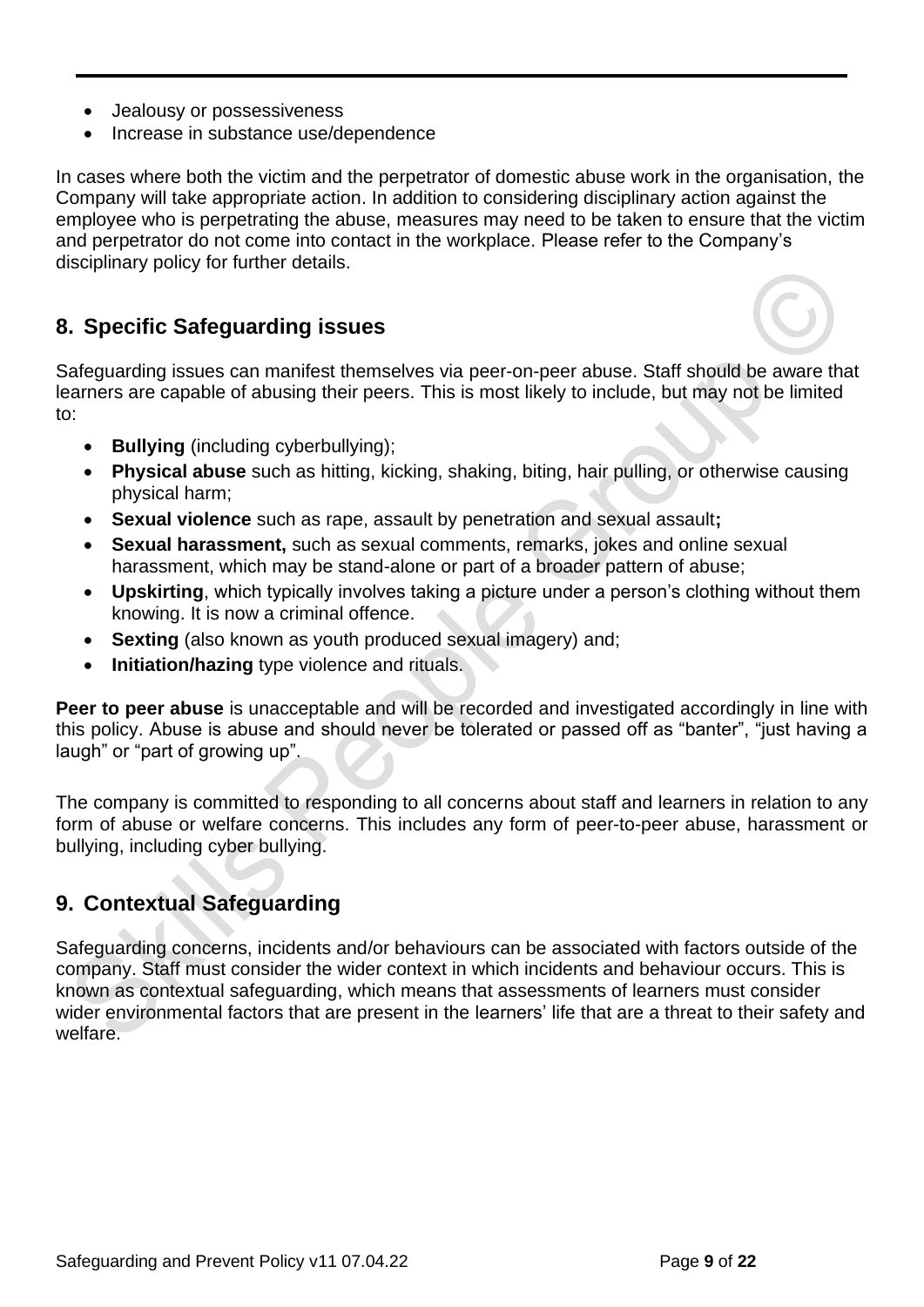- Jealousy or possessiveness
- Increase in substance use/dependence

In cases where both the victim and the perpetrator of domestic abuse work in the organisation, the Company will take appropriate action. In addition to considering disciplinary action against the employee who is perpetrating the abuse, measures may need to be taken to ensure that the victim and perpetrator do not come into contact in the workplace. Please refer to the Company's disciplinary policy for further details.

## 8. Specific Safeguarding issues

Safeguarding issues can manifest themselves via peer-on-peer abuse. Staff should be aware that learners are capable of abusing their peers. This is most likely to include, but may not be limited to:

- **Bullying** (including cyberbullying);
- **Physical abuse** such as hitting, kicking, shaking, biting, hair pulling, or otherwise causing physical harm;
- **Sexual violence** such as rape, assault by penetration and sexual assault**;**
- **Sexual harassment,** such as sexual comments, remarks, jokes and online sexual harassment, which may be stand-alone or part of a broader pattern of abuse;
- **Upskirting**, which typically involves taking a picture under a person's clothing without them knowing. It is now a criminal offence.
- **Sexting** (also known as youth produced sexual imagery) and;
- **Initiation/hazing** type violence and rituals.

**Peer to peer abuse** is unacceptable and will be recorded and investigated accordingly in line with this policy. Abuse is abuse and should never be tolerated or passed off as "banter", "just having a laugh" or "part of growing up".

The company is committed to responding to all concerns about staff and learners in relation to any form of abuse or welfare concerns. This includes any form of peer-to-peer abuse, harassment or bullying, including cyber bullying.

## 9. Contextual Safeguarding

Safeguarding concerns, incidents and/or behaviours can be associated with factors outside of the company. Staff must consider the wider context in which incidents and behaviour occurs. This is known as contextual safeguarding, which means that assessments of learners must consider wider environmental factors that are present in the learners' life that are a threat to their safety and welfare.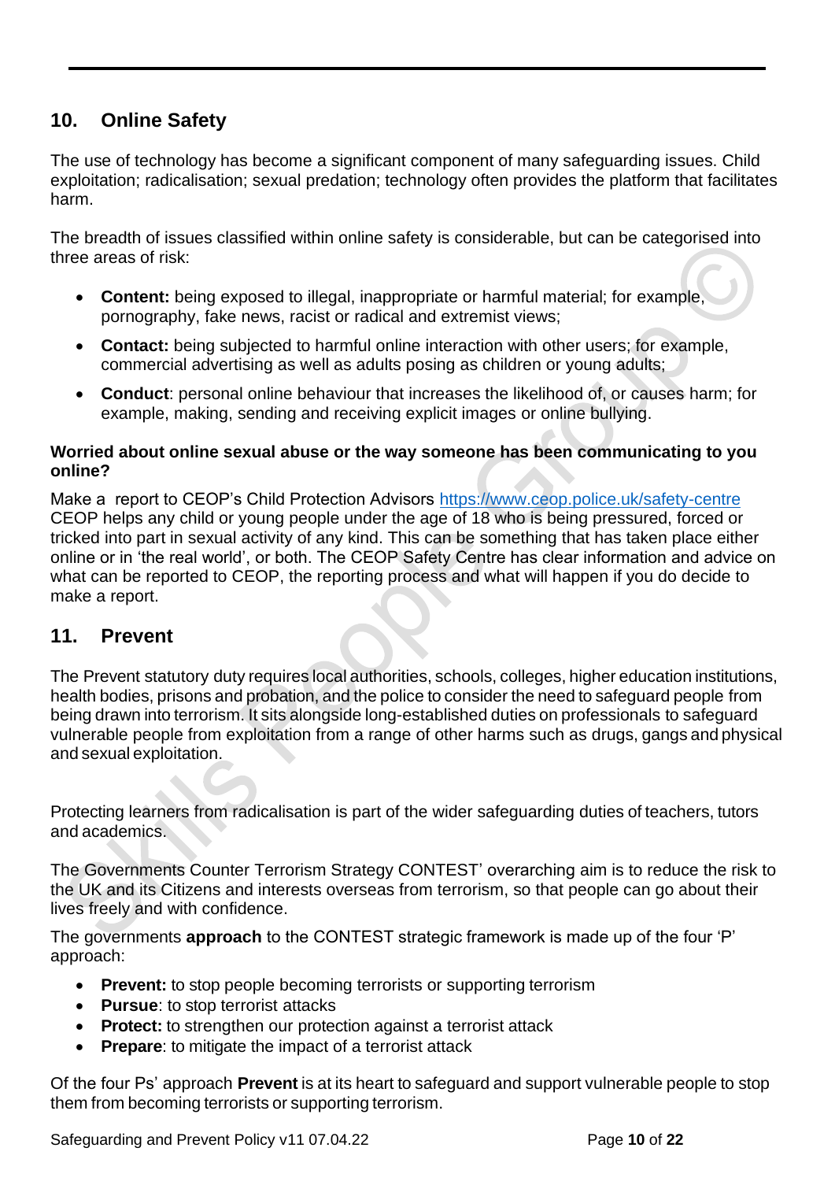## 10. Online Safety

The use of technology has become a significant component of many safeguarding issues. Child exploitation; radicalisation; sexual predation; technology often provides the platform that facilitates harm.

The breadth of issues classified within online safety is considerable, but can be categorised into three areas of risk:

- **Content:** being exposed to illegal, inappropriate or harmful material; for example, pornography, fake news, racist or radical and extremist views;
- **Contact:** being subjected to harmful online interaction with other users; for example, commercial advertising as well as adults posing as children or young adults;
- **Conduct**: personal online behaviour that increases the likelihood of, or causes harm; for example, making, sending and receiving explicit images or online bullying.

**Worried about online sexual abuse or the way someone has been communicating to you online?**

Make a report to CEOP's Child Protection Advisors https://www.ceop.police.uk/safety-centre CEOP helps any child or young people under the age of 18 who is being pressured, forced or tricked into part in sexual activity of any kind. This can be something that has taken place either online or in 'the real world', or both. The CEOP Safety Centre has clear information and advice on what can be reported to CEOP, the reporting process and what will happen if you do decide to make a report.

## 11. Prevent

The Prevent statutory duty requires local authorities, schools, colleges, higher education institutions, health bodies, prisons and probation, and the police to consider the need to safeguard people from being drawn into terrorism. It sits alongside long-established duties on professionals to safeguard vulnerable people from exploitation from a range of other harms such as drugs, gangs and physical and sexual exploitation.

Protecting learners from radicalisation is part of the wider safeguarding duties of teachers, tutors and academics.

The Governments Counter Terrorism Strategy CONTEST' overarching aim is to reduce the risk to the UK and its Citizens and interests overseas from terrorism, so that people can go about their lives freely and with confidence.

The governments **approach** to the CONTEST strategic framework is made up of the four 'P' approach:

- **Prevent:** to stop people becoming terrorists or supporting terrorism
- **Pursue**: to stop terrorist attacks
- **Protect:** to strengthen our protection against a terrorist attack
- **Prepare**: to mitigate the impact of a terrorist attack

Of the four Ps' approach **Prevent** is at its heart to safeguard and support vulnerable people to stop them from becoming terrorists or supporting terrorism.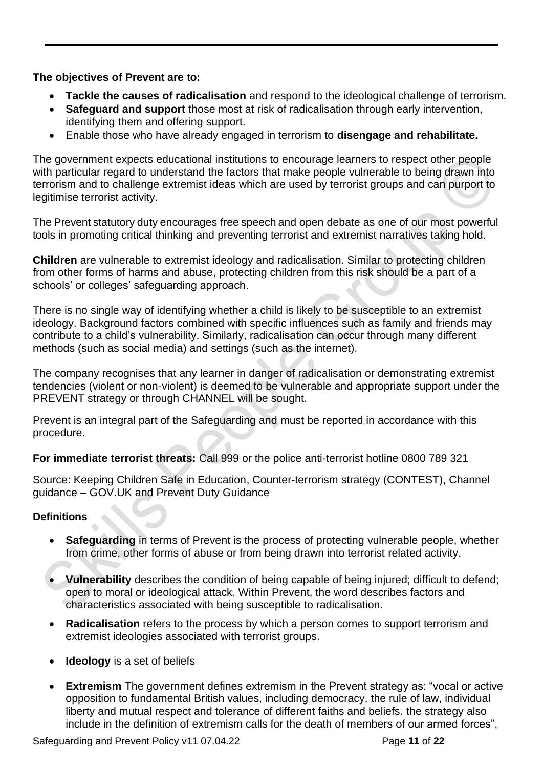**The objectives of Prevent are to:**

- **Tackle the causes of radicalisation** and respond to the ideological challenge of terrorism.
- **Safeguard and support** those most at risk of radicalisation through early intervention, identifying them and offering support.
- Enable those who have already engaged in terrorism to **disengage and rehabilitate.**

The government expects educational institutions to encourage learners to respect other people with particular regard to understand the factors that make people vulnerable to being drawn into terrorism and to challenge extremist ideas which are used by terrorist groups and can purport to legitimise terrorist activity.

The Prevent statutory duty encourages free speech and open debate as one of our most powerful tools in promoting critical thinking and preventing terrorist and extremist narratives taking hold.

**Children** are vulnerable to extremist ideology and radicalisation. Similar to protecting children from other forms of harms and abuse, protecting children from this risk should be a part of a schools' or colleges' safeguarding approach.

There is no single way of identifying whether a child is likely to be susceptible to an extremist ideology. Background factors combined with specific influences such as family and friends may contribute to a child's vulnerability. Similarly, radicalisation can occur through many different methods (such as social media) and settings (such as the internet).

The company recognises that any learner in danger of radicalisation or demonstrating extremist tendencies (violent or non-violent) is deemed to be vulnerable and appropriate support under the PREVENT strategy or through CHANNEL will be sought.

Prevent is an integral part of the Safeguarding and must be reported in accordance with this procedure.

**For immediate terrorist threats:** Call 999 or the police anti-terrorist hotline 0800 789 321

Source: Keeping Children Safe in Education, Counter-terrorism strategy (CONTEST), Channel guidance – GOV.UK and Prevent Duty Guidance

**Definitions**

- **Safeguarding** in terms of Prevent is the process of protecting vulnerable people, whether from crime, other forms of abuse or from being drawn into terrorist related activity.
- **Vulnerability** describes the condition of being capable of being injured; difficult to defend; open to moral or ideological attack. Within Prevent, the word describes factors and characteristics associated with being susceptible to radicalisation.
- **Radicalisation** refers to the process by which a person comes to support terrorism and extremist ideologies associated with terrorist groups.
- **Ideology** is a set of beliefs
- **Extremism** The government defines extremism in the Prevent strategy as: "vocal or active opposition to fundamental British values, including democracy, the rule of law, individual liberty and mutual respect and tolerance of different faiths and beliefs. the strategy also include in the definition of extremism calls for the death of members of our armed forces",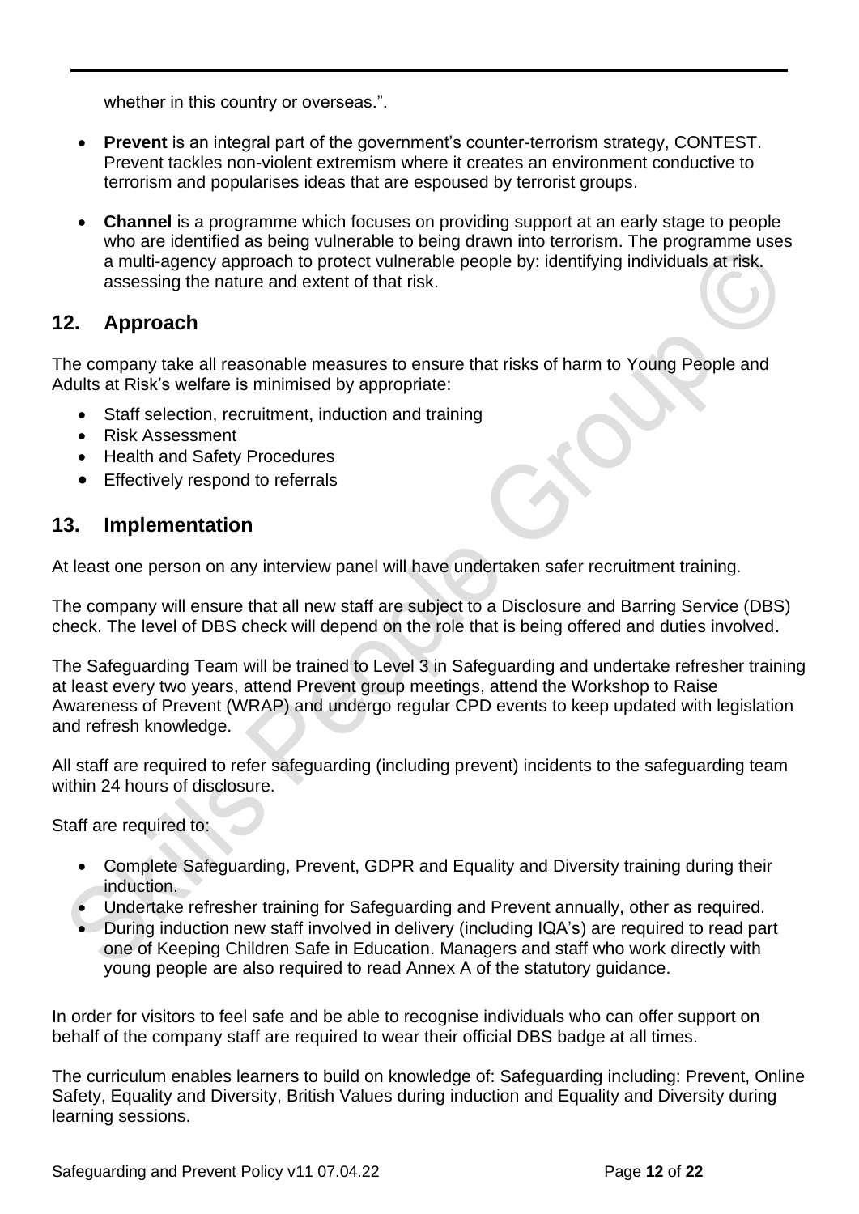whether in this country or overseas.".

- **Prevent** is an integral part of the government's counter-terrorism strategy, CONTEST. Prevent tackles non-violent extremism where it creates an environment conductive to terrorism and popularises ideas that are espoused by terrorist groups.

- **Channel** is a programme which focuses on providing support at an early stage to people who are identified as being vulnerable to being drawn into terrorism. The programme uses a multi-agency approach to protect vulnerable people by: identifying individuals at risk. assessing the nature and extent of that risk.

## 12. Approach

The company take all reasonable measures to ensure that risks of harm to Young People and Adults at Risk's welfare is minimised by appropriate:

- Staff selection, recruitment, induction and training
- Risk Assessment
- Health and Safety Procedures
- Effectively respond to referrals

## 13. Implementation

At least one person on any interview panel will have undertaken safer recruitment training.

The company will ensure that all new staff are subject to a Disclosure and Barring Service (DBS) check. The level of DBS check will depend on the role that is being offered and duties involved.

The Safeguarding Team will be trained to Level 3 in Safeguarding and undertake refresher training at least every two years, attend Prevent group meetings, attend the Workshop to Raise Awareness of Prevent (WRAP) and undergo regular CPD events to keep updated with legislation and refresh knowledge.

All staff are required to refer safeguarding (including prevent) incidents to the safeguarding team within 24 hours of disclosure.

Staff are required to:

- Complete Safeguarding, Prevent, GDPR and Equality and Diversity training during their induction.
- Undertake refresher training for Safeguarding and Prevent annually, other as required.
- During induction new staff involved in delivery (including IQA's) are required to read part one of Keeping Children Safe in Education. Managers and staff who work directly with young people are also required to read Annex A of the statutory guidance.

In order for visitors to feel safe and be able to recognise individuals who can offer support on behalf of the company staff are required to wear their official DBS badge at all times.

The curriculum enables learners to build on knowledge of: Safeguarding including: Prevent, Online Safety, Equality and Diversity, British Values during induction and Equality and Diversity during learning sessions.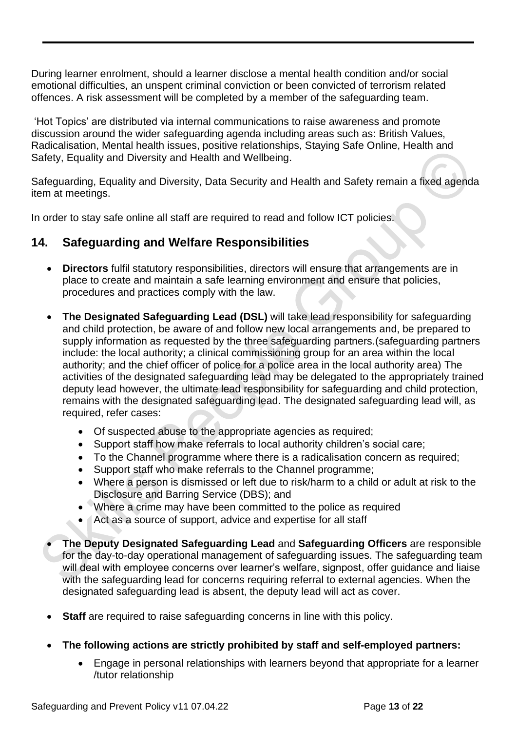During learner enrolment, should a learner disclose a mental health condition and/or social emotional difficulties, an unspent criminal conviction or been convicted of terrorism related offences. A risk assessment will be completed by a member of the safeguarding team.

'Hot Topics' are distributed via internal communications to raise awareness and promote discussion around the wider safeguarding agenda including areas such as: British Values, Radicalisation, Mental health issues, positive relationships, Staying Safe Online, Health and Safety, Equality and Diversity and Health and Wellbeing.

Safeguarding, Equality and Diversity, Data Security and Health and Safety remain a fixed agenda item at meetings.

In order to stay safe online all staff are required to read and follow ICT policies.

## 14. Safeguarding and Welfare Responsibilities

- **Directors** fulfil statutory responsibilities, directors will ensure that arrangements are in place to create and maintain a safe learning environment and ensure that policies, procedures and practices comply with the law.

- **The Designated Safeguarding Lead (DSL)** will take lead responsibility for safeguarding and child protection, be aware of and follow new local arrangements and, be prepared to supply information as requested by the three safeguarding partners.(safeguarding partners include: the local authority; a clinical commissioning group for an area within the local authority; and the chief officer of police for a police area in the local authority area) The activities of the designated safeguarding lead may be delegated to the appropriately trained deputy lead however, the ultimate lead responsibility for safeguarding and child protection, remains with the designated safeguarding lead. The designated safeguarding lead will, as required, refer cases:
    - Of suspected abuse to the appropriate agencies as required;
    - Support staff how make referrals to local authority children's social care;
    - To the Channel programme where there is a radicalisation concern as required;
    - Support staff who make referrals to the Channel programme;
    - Where a person is dismissed or left due to risk/harm to a child or adult at risk to the Disclosure and Barring Service (DBS); and
    - Where a crime may have been committed to the police as required
    - Act as a source of support, advice and expertise for all staff

- **The Deputy Designated Safeguarding Lead** and **Safeguarding Officers** are responsible for the day-to-day operational management of safeguarding issues. The safeguarding team will deal with employee concerns over learner's welfare, signpost, offer guidance and liaise with the safeguarding lead for concerns requiring referral to external agencies. When the designated safeguarding lead is absent, the deputy lead will act as cover.

- **Staff** are required to raise safeguarding concerns in line with this policy.

- **The following actions are strictly prohibited by staff and self-employed partners:**
    - Engage in personal relationships with learners beyond that appropriate for a learner /tutor relationship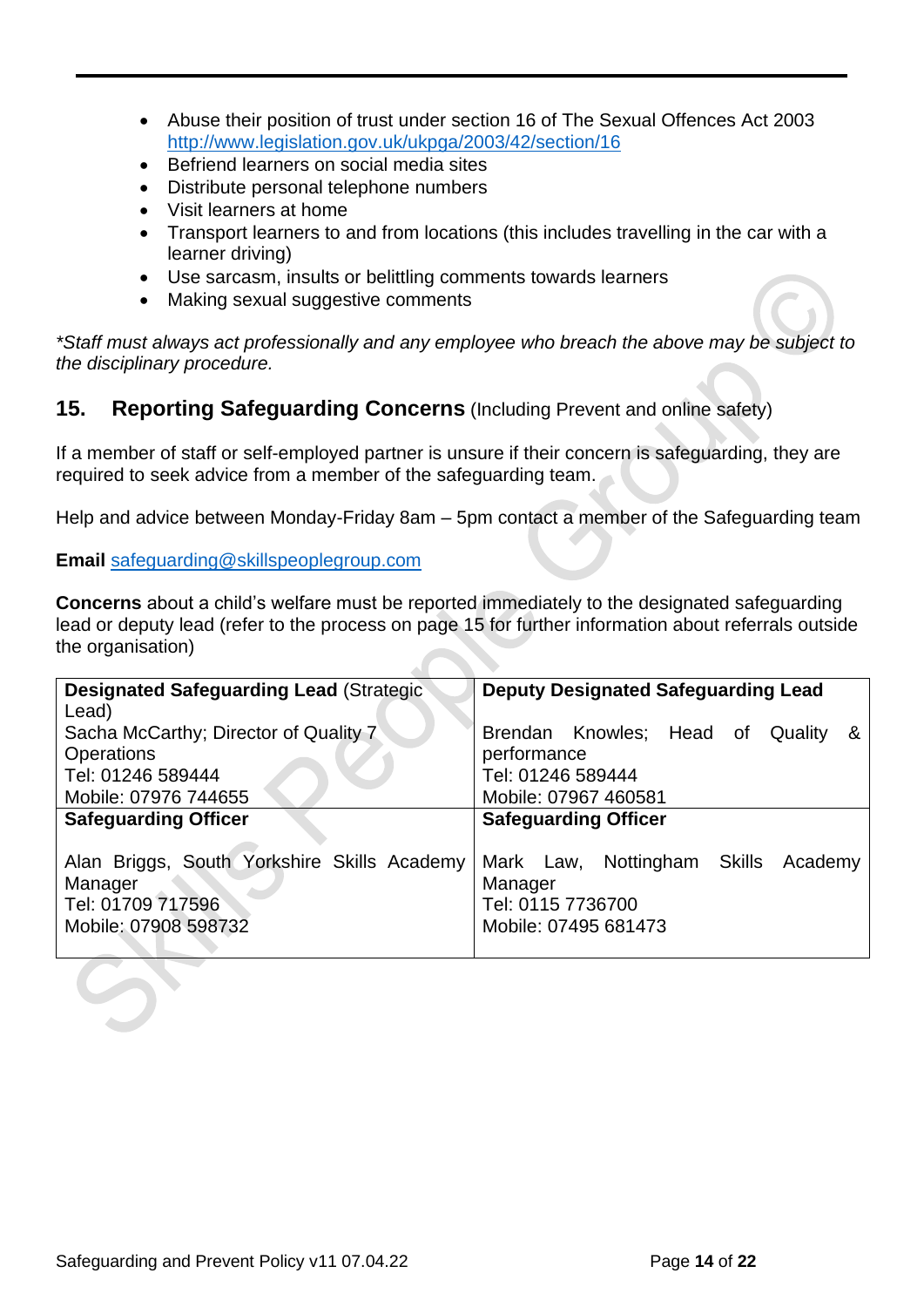- Abuse their position of trust under section 16 of The Sexual Offences Act 2003 http://www.legislation.gov.uk/ukpga/2003/42/section/16
- Befriend learners on social media sites
- Distribute personal telephone numbers
- Visit learners at home
- Transport learners to and from locations (this includes travelling in the car with a learner driving)
- Use sarcasm, insults or belittling comments towards learners
- Making sexual suggestive comments

*\*Staff must always act professionally and any employee who breach the above may be subject to the disciplinary procedure.*

## 15. Reporting Safeguarding Concerns (Including Prevent and online safety)

If a member of staff or self-employed partner is unsure if their concern is safeguarding, they are required to seek advice from a member of the safeguarding team.

Help and advice between Monday-Friday 8am – 5pm contact a member of the Safeguarding team

**Email** safeguarding@skillspeoplegroup.com

**Concerns** about a child's welfare must be reported immediately to the designated safeguarding lead or deputy lead (refer to the process on page 15 for further information about referrals outside the organisation)

| **Designated Safeguarding Lead** (Strategic Lead)<br>Sacha McCarthy; Director of Quality 7 Operations<br>Tel: 01246 589444<br>Mobile: 07976 744655 | **Deputy Designated Safeguarding Lead**<br>Brendan Knowles; Head of Quality & performance<br>Tel: 01246 589444<br>Mobile: 07967 460581 |
|---|---|
| **Safeguarding Officer**<br><br>Alan Briggs, South Yorkshire Skills Academy Manager<br>Tel: 01709 717596<br>Mobile: 07908 598732 | **Safeguarding Officer**<br><br>Mark Law, Nottingham Skills Academy Manager<br>Tel: 0115 7736700<br>Mobile: 07495 681473 |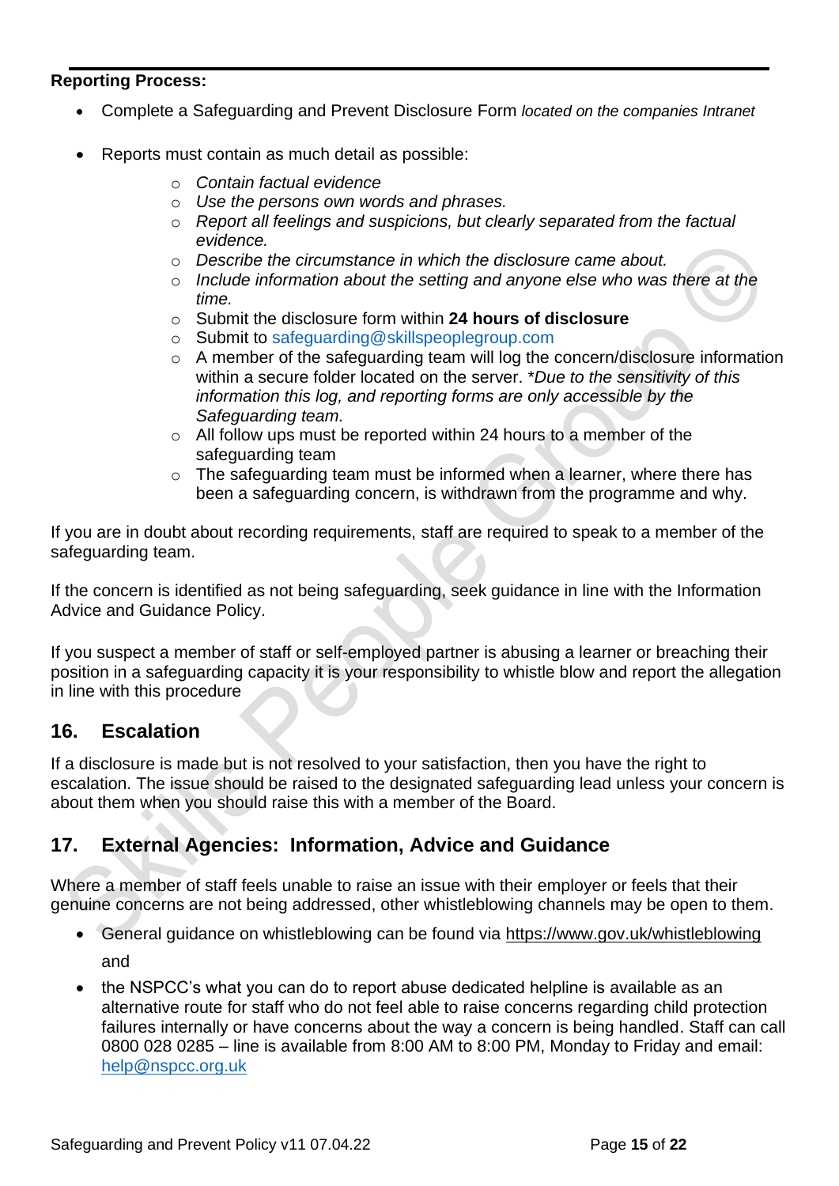**Reporting Process:**

- Complete a Safeguarding and Prevent Disclosure Form *located on the companies Intranet*
- Reports must contain as much detail as possible:
    - *Contain factual evidence*
    - *Use the persons own words and phrases.*
    - *Report all feelings and suspicions, but clearly separated from the factual evidence.*
    - *Describe the circumstance in which the disclosure came about.*
    - *Include information about the setting and anyone else who was there at the time.*
    - Submit the disclosure form within **24 hours of disclosure**
    - Submit to safeguarding@skillspeoplegroup.com
    - A member of the safeguarding team will log the concern/disclosure information within a secure folder located on the server. *\*Due to the sensitivity of this information this log, and reporting forms are only accessible by the Safeguarding team.*
    - All follow ups must be reported within 24 hours to a member of the safeguarding team
    - The safeguarding team must be informed when a learner, where there has been a safeguarding concern, is withdrawn from the programme and why.

If you are in doubt about recording requirements, staff are required to speak to a member of the safeguarding team.

If the concern is identified as not being safeguarding, seek guidance in line with the Information Advice and Guidance Policy.

If you suspect a member of staff or self-employed partner is abusing a learner or breaching their position in a safeguarding capacity it is your responsibility to whistle blow and report the allegation in line with this procedure

## 16. Escalation

If a disclosure is made but is not resolved to your satisfaction, then you have the right to escalation. The issue should be raised to the designated safeguarding lead unless your concern is about them when you should raise this with a member of the Board.

## 17. External Agencies: Information, Advice and Guidance

Where a member of staff feels unable to raise an issue with their employer or feels that their genuine concerns are not being addressed, other whistleblowing channels may be open to them.

- General guidance on whistleblowing can be found via https://www.gov.uk/whistleblowing and
- the NSPCC's what you can do to report abuse dedicated helpline is available as an alternative route for staff who do not feel able to raise concerns regarding child protection failures internally or have concerns about the way a concern is being handled. Staff can call 0800 028 0285 – line is available from 8:00 AM to 8:00 PM, Monday to Friday and email: help@nspcc.org.uk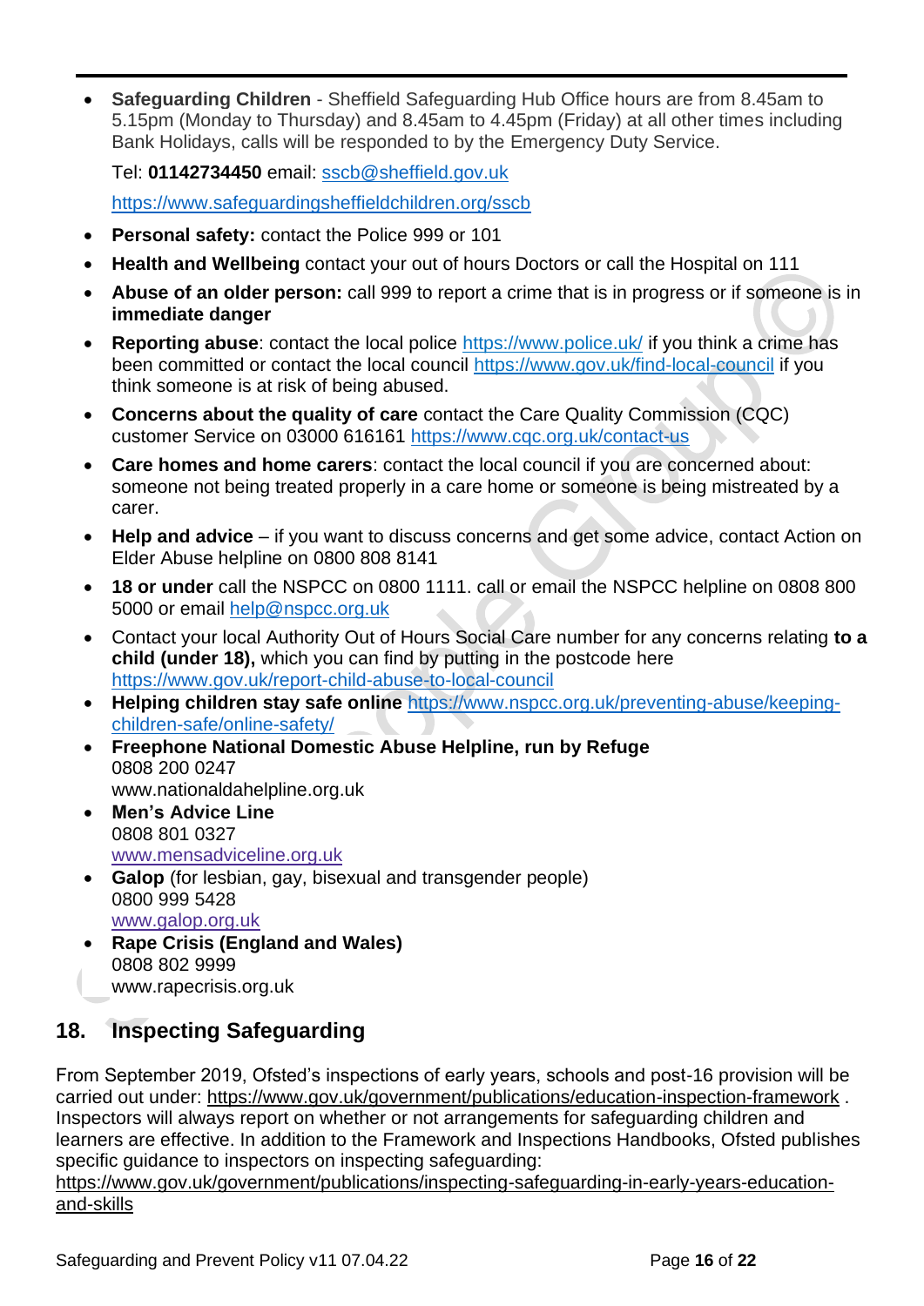- **Safeguarding Children** - Sheffield Safeguarding Hub Office hours are from 8.45am to 5.15pm (Monday to Thursday) and 8.45am to 4.45pm (Friday) at all other times including Bank Holidays, calls will be responded to by the Emergency Duty Service.

  Tel: **01142734450** email: sscb@sheffield.gov.uk

  https://www.safeguardingsheffieldchildren.org/sscb

- **Personal safety:** contact the Police 999 or 101
- **Health and Wellbeing** contact your out of hours Doctors or call the Hospital on 111
- **Abuse of an older person:** call 999 to report a crime that is in progress or if someone is in **immediate danger**
- **Reporting abuse**: contact the local police https://www.police.uk/ if you think a crime has been committed or contact the local council https://www.gov.uk/find-local-council if you think someone is at risk of being abused.
- **Concerns about the quality of care** contact the Care Quality Commission (CQC) customer Service on 03000 616161 https://www.cqc.org.uk/contact-us
- **Care homes and home carers**: contact the local council if you are concerned about: someone not being treated properly in a care home or someone is being mistreated by a carer.
- **Help and advice** – if you want to discuss concerns and get some advice, contact Action on Elder Abuse helpline on 0800 808 8141
- **18 or under** call the NSPCC on 0800 1111. call or email the NSPCC helpline on 0808 800 5000 or email help@nspcc.org.uk
- Contact your local Authority Out of Hours Social Care number for any concerns relating **to a child (under 18),** which you can find by putting in the postcode here https://www.gov.uk/report-child-abuse-to-local-council
- **Helping children stay safe online** https://www.nspcc.org.uk/preventing-abuse/keeping-children-safe/online-safety/
- **Freephone National Domestic Abuse Helpline, run by Refuge**
  0808 200 0247
  www.nationaldahelpline.org.uk
- **Men's Advice Line**
  0808 801 0327
  www.mensadviceline.org.uk
- **Galop** (for lesbian, gay, bisexual and transgender people)
  0800 999 5428
  www.galop.org.uk
- **Rape Crisis (England and Wales)**
  0808 802 9999
  www.rapecrisis.org.uk

## 18. Inspecting Safeguarding

From September 2019, Ofsted's inspections of early years, schools and post-16 provision will be carried out under: https://www.gov.uk/government/publications/education-inspection-framework . Inspectors will always report on whether or not arrangements for safeguarding children and learners are effective. In addition to the Framework and Inspections Handbooks, Ofsted publishes specific guidance to inspectors on inspecting safeguarding: https://www.gov.uk/government/publications/inspecting-safeguarding-in-early-years-education-and-skills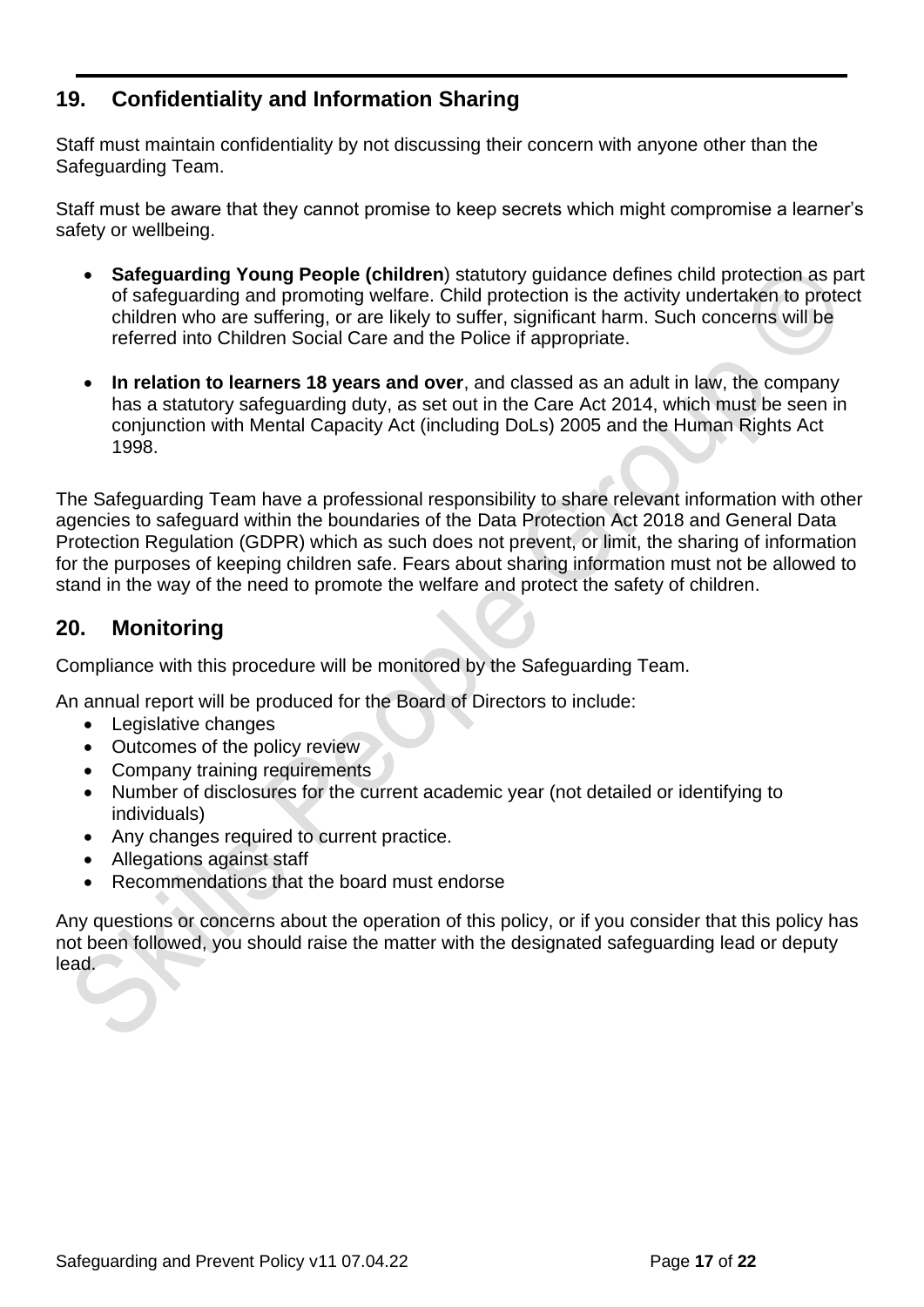## 19. Confidentiality and Information Sharing

Staff must maintain confidentiality by not discussing their concern with anyone other than the Safeguarding Team.

Staff must be aware that they cannot promise to keep secrets which might compromise a learner's safety or wellbeing.

- **Safeguarding Young People (children**) statutory guidance defines child protection as part of safeguarding and promoting welfare. Child protection is the activity undertaken to protect children who are suffering, or are likely to suffer, significant harm. Such concerns will be referred into Children Social Care and the Police if appropriate.
- **In relation to learners 18 years and over**, and classed as an adult in law, the company has a statutory safeguarding duty, as set out in the Care Act 2014, which must be seen in conjunction with Mental Capacity Act (including DoLs) 2005 and the Human Rights Act 1998.

The Safeguarding Team have a professional responsibility to share relevant information with other agencies to safeguard within the boundaries of the Data Protection Act 2018 and General Data Protection Regulation (GDPR) which as such does not prevent, or limit, the sharing of information for the purposes of keeping children safe. Fears about sharing information must not be allowed to stand in the way of the need to promote the welfare and protect the safety of children.

## 20. Monitoring

Compliance with this procedure will be monitored by the Safeguarding Team.

An annual report will be produced for the Board of Directors to include:

- Legislative changes
- Outcomes of the policy review
- Company training requirements
- Number of disclosures for the current academic year (not detailed or identifying to individuals)
- Any changes required to current practice.
- Allegations against staff
- Recommendations that the board must endorse

Any questions or concerns about the operation of this policy, or if you consider that this policy has not been followed, you should raise the matter with the designated safeguarding lead or deputy lead.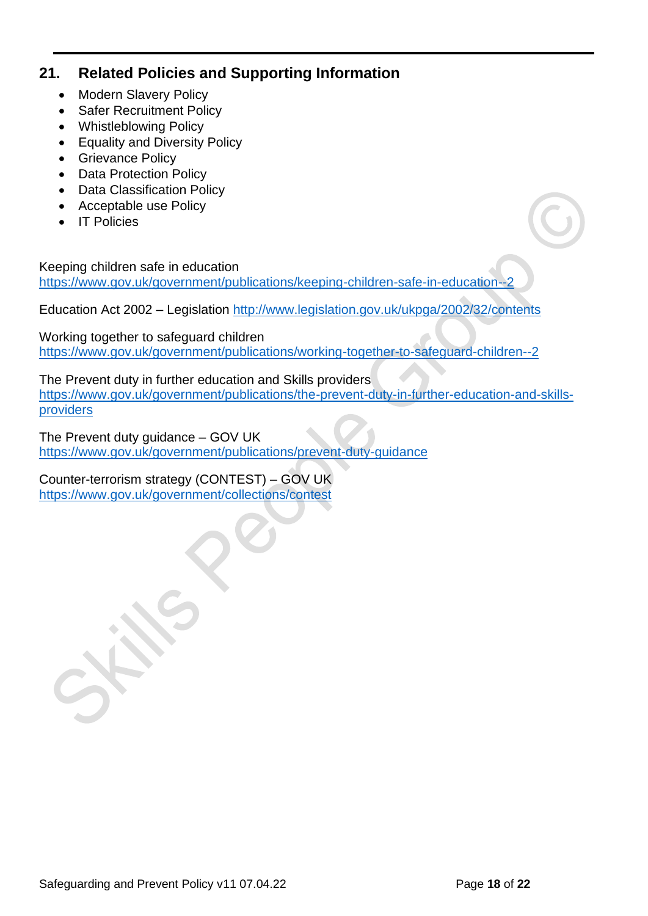## 21. Related Policies and Supporting Information

- Modern Slavery Policy
- Safer Recruitment Policy
- Whistleblowing Policy
- Equality and Diversity Policy
- Grievance Policy
- Data Protection Policy
- Data Classification Policy
- Acceptable use Policy
- IT Policies

Keeping children safe in education
https://www.gov.uk/government/publications/keeping-children-safe-in-education--2

Education Act 2002 – Legislation http://www.legislation.gov.uk/ukpga/2002/32/contents

Working together to safeguard children
https://www.gov.uk/government/publications/working-together-to-safeguard-children--2

The Prevent duty in further education and Skills providers
https://www.gov.uk/government/publications/the-prevent-duty-in-further-education-and-skills-providers

The Prevent duty guidance – GOV UK
https://www.gov.uk/government/publications/prevent-duty-guidance

Counter-terrorism strategy (CONTEST) – GOV UK
https://www.gov.uk/government/collections/contest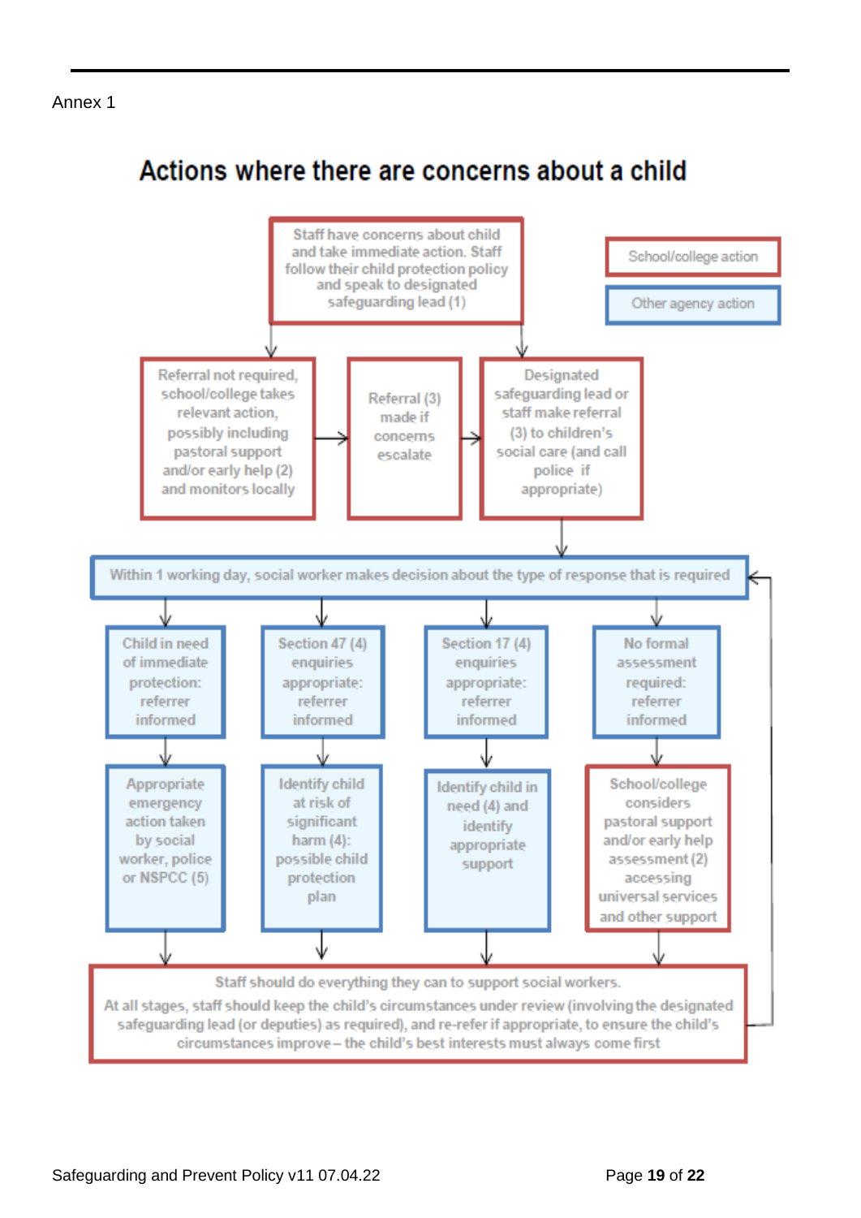Annex 1

# Actions where there are concerns about a child

School/college action

Other agency action

Staff have concerns about child and take immediate action. Staff follow their child protection policy and speak to designated safeguarding lead (1)

Referral not required, school/college takes relevant action, possibly including pastoral support and/or early help (2) and monitors locally

Referral (3) made if concerns escalate

Designated safeguarding lead or staff make referral (3) to children's social care (and call police if appropriate)

Within 1 working day, social worker makes decision about the type of response that is required

Child in need of immediate protection: referrer informed

Appropriate emergency action taken by social worker, police or NSPCC (5)

Section 47 (4) enquiries appropriate: referrer informed

Identify child at risk of significant harm (4): possible child protection plan

Section 17 (4) enquiries appropriate: referrer informed

Identify child in need (4) and identify appropriate support

No formal assessment required: referrer informed

School/college considers pastoral support and/or early help assessment (2) accessing universal services and other support

Staff should do everything they can to support social workers.
At all stages, staff should keep the child's circumstances under review (involving the designated safeguarding lead (or deputies) as required), and re-refer if appropriate, to ensure the child's circumstances improve – the child's best interests must always come first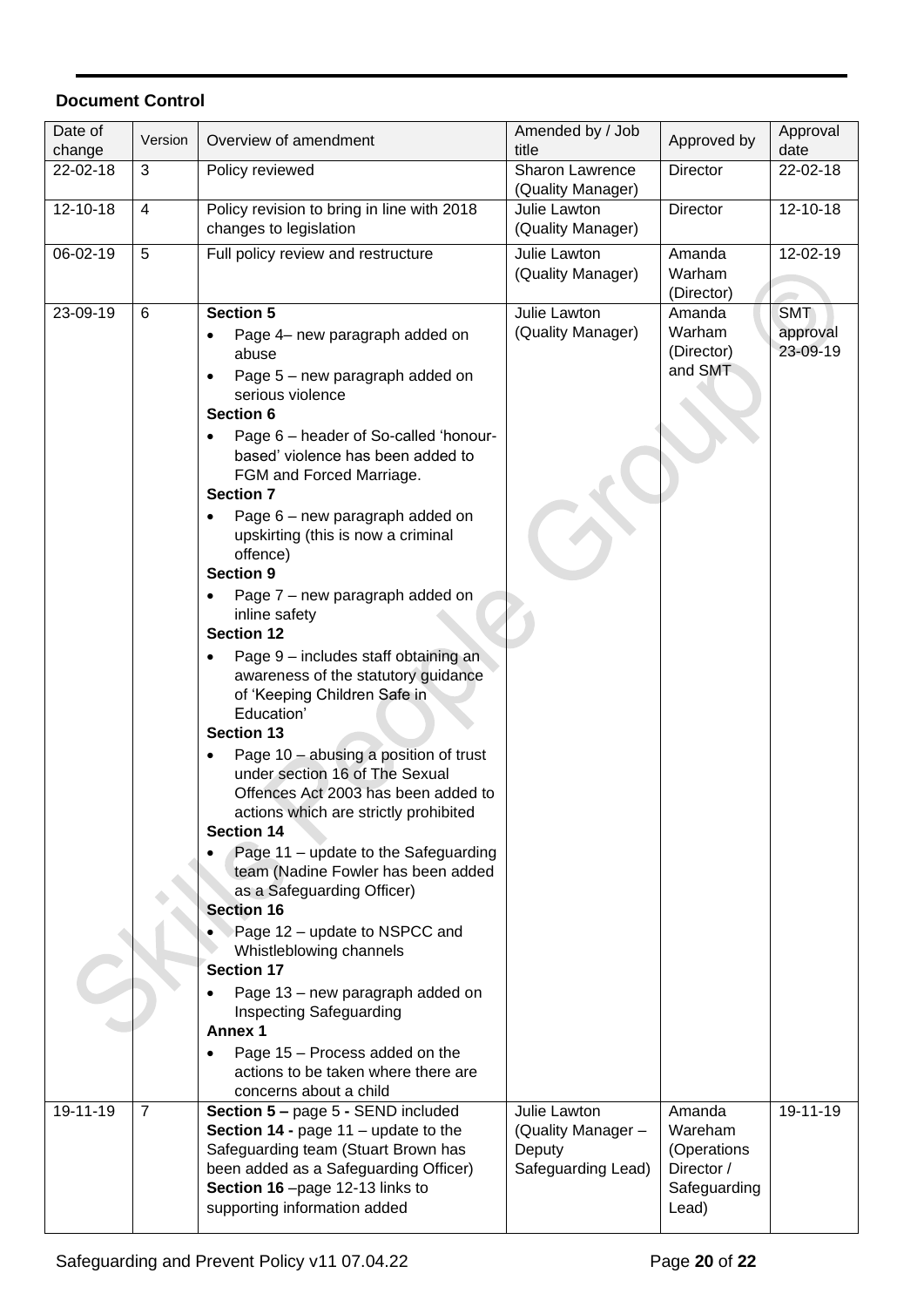**Document Control**

| Date of change | Version | Overview of amendment | Amended by / Job title | Approved by | Approval date |
|---|---|---|---|---|---|
| 22-02-18 | 3 | Policy reviewed | Sharon Lawrence (Quality Manager) | Director | 22-02-18 |
| 12-10-18 | 4 | Policy revision to bring in line with 2018 changes to legislation | Julie Lawton (Quality Manager) | Director | 12-10-18 |
| 06-02-19 | 5 | Full policy review and restructure | Julie Lawton (Quality Manager) | Amanda Warham (Director) | 12-02-19 |
| 23-09-19 | 6 | **Section 5**<br>• Page 4– new paragraph added on abuse<br>• Page 5 – new paragraph added on serious violence<br>**Section 6**<br>• Page 6 – header of So-called 'honour-based' violence has been added to FGM and Forced Marriage.<br>**Section 7**<br>• Page 6 – new paragraph added on upskirting (this is now a criminal offence)<br>**Section 9**<br>• Page 7 – new paragraph added on inline safety<br>**Section 12**<br>• Page 9 – includes staff obtaining an awareness of the statutory guidance of 'Keeping Children Safe in Education'<br>**Section 13**<br>• Page 10 – abusing a position of trust under section 16 of The Sexual Offences Act 2003 has been added to actions which are strictly prohibited<br>**Section 14**<br>• Page 11 – update to the Safeguarding team (Nadine Fowler has been added as a Safeguarding Officer)<br>**Section 16**<br>• Page 12 – update to NSPCC and Whistleblowing channels<br>**Section 17**<br>• Page 13 – new paragraph added on Inspecting Safeguarding<br>**Annex 1**<br>• Page 15 – Process added on the actions to be taken where there are concerns about a child | Julie Lawton (Quality Manager) | Amanda Warham (Director) and SMT | SMT approval 23-09-19 |
| 19-11-19 | 7 | **Section 5 –** page 5 **-** SEND included<br>**Section 14 -** page 11 – update to the Safeguarding team (Stuart Brown has been added as a Safeguarding Officer)<br>**Section 16** –page 12-13 links to supporting information added | Julie Lawton (Quality Manager – Deputy Safeguarding Lead) | Amanda Wareham (Operations Director / Safeguarding Lead) | 19-11-19 |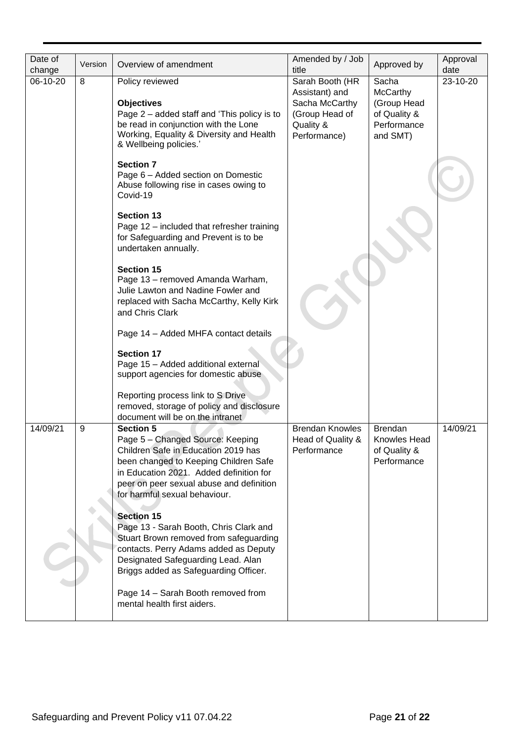| Date of change | Version | Overview of amendment | Amended by / Job title | Approved by | Approval date |
|---|---|---|---|---|---|
| 06-10-20 | 8 | Policy reviewed<br><br>**Objectives**<br>Page 2 – added staff and 'This policy is to be read in conjunction with the Lone Working, Equality & Diversity and Health & Wellbeing policies.'<br><br>**Section 7**<br>Page 6 – Added section on Domestic Abuse following rise in cases owing to Covid-19<br><br>**Section 13**<br>Page 12 – included that refresher training for Safeguarding and Prevent is to be undertaken annually.<br><br>**Section 15**<br>Page 13 – removed Amanda Warham, Julie Lawton and Nadine Fowler and replaced with Sacha McCarthy, Kelly Kirk and Chris Clark<br><br>Page 14 – Added MHFA contact details<br><br>**Section 17**<br>Page 15 – Added additional external support agencies for domestic abuse<br><br>Reporting process link to S Drive removed, storage of policy and disclosure document will be on the intranet | Sarah Booth (HR Assistant) and Sacha McCarthy (Group Head of Quality & Performance) | Sacha McCarthy (Group Head of Quality & Performance and SMT) | 23-10-20 |
| 14/09/21 | 9 | **Section 5**<br>Page 5 – Changed Source: Keeping Children Safe in Education 2019 has been changed to Keeping Children Safe in Education 2021. Added definition for peer on peer sexual abuse and definition for harmful sexual behaviour.<br><br>**Section 15**<br>Page 13 - Sarah Booth, Chris Clark and Stuart Brown removed from safeguarding contacts. Perry Adams added as Deputy Designated Safeguarding Lead. Alan Briggs added as Safeguarding Officer.<br><br>Page 14 – Sarah Booth removed from mental health first aiders. | Brendan Knowles Head of Quality & Performance | Brendan Knowles Head of Quality & Performance | 14/09/21 |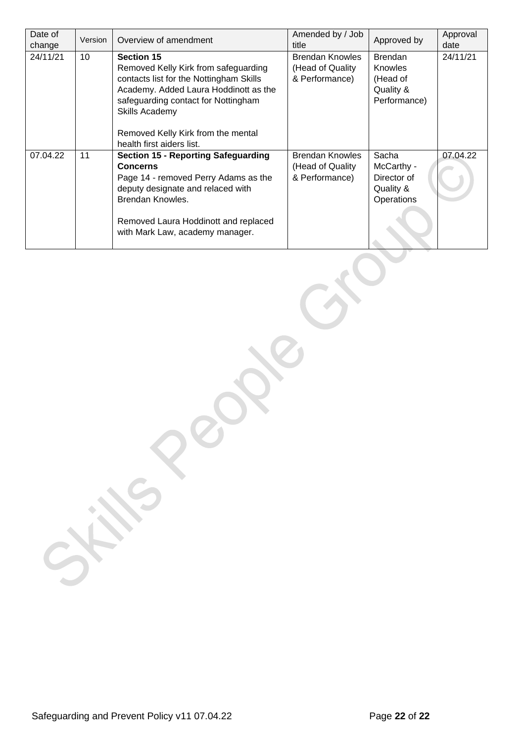| Date of change | Version | Overview of amendment | Amended by / Job title | Approved by | Approval date |
|---|---|---|---|---|---|
| 24/11/21 | 10 | **Section 15**<br>Removed Kelly Kirk from safeguarding contacts list for the Nottingham Skills Academy. Added Laura Hoddinott as the safeguarding contact for Nottingham Skills Academy<br><br>Removed Kelly Kirk from the mental health first aiders list. | Brendan Knowles (Head of Quality & Performance) | Brendan Knowles (Head of Quality & Performance) | 24/11/21 |
| 07.04.22 | 11 | **Section 15 - Reporting Safeguarding Concerns**<br>Page 14 - removed Perry Adams as the deputy designate and relaced with Brendan Knowles.<br><br>Removed Laura Hoddinott and replaced with Mark Law, academy manager. | Brendan Knowles (Head of Quality & Performance) | Sacha McCarthy - Director of Quality & Operations | 07.04.22 |